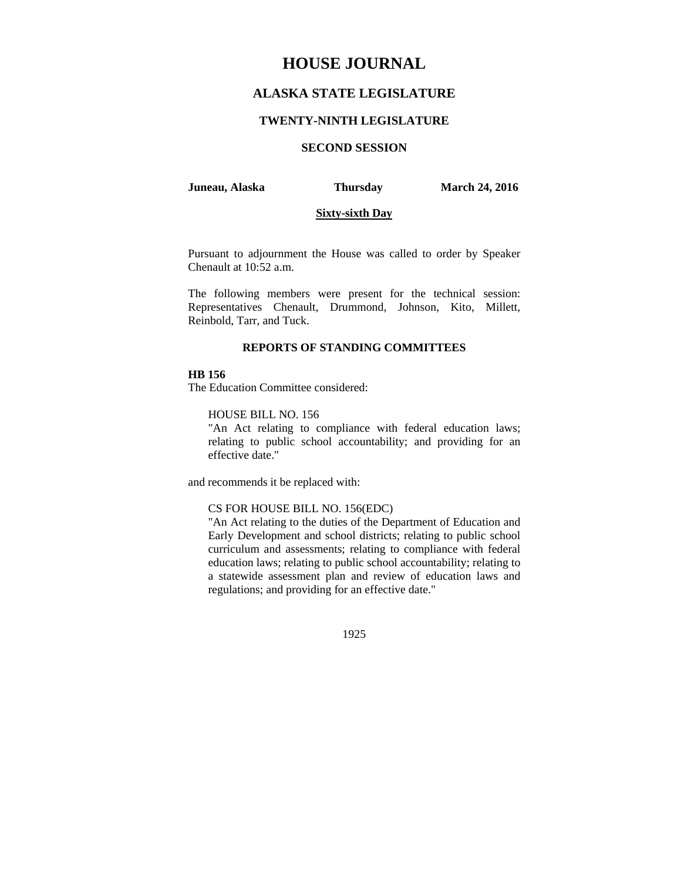# HOUSE JOURNAL

## ALASKA STATE LEGISLATURE

### TWENTY-NINTH LEGISLATURE

### SECOND SESSION

**Juneau, Alaska** **Thursday** **March 24, 2016**

**Sixty-sixth Day**

Pursuant to adjournment the House was called to order by Speaker Chenault at 10:52 a.m.

The following members were present for the technical session: Representatives Chenault, Drummond, Johnson, Kito, Millett, Reinbold, Tarr, and Tuck.

### REPORTS OF STANDING COMMITTEES

**HB 156**

The Education Committee considered:

HOUSE BILL NO. 156
"An Act relating to compliance with federal education laws; relating to public school accountability; and providing for an effective date."

and recommends it be replaced with:

CS FOR HOUSE BILL NO. 156(EDC)
"An Act relating to the duties of the Department of Education and Early Development and school districts; relating to public school curriculum and assessments; relating to compliance with federal education laws; relating to public school accountability; relating to a statewide assessment plan and review of education laws and regulations; and providing for an effective date."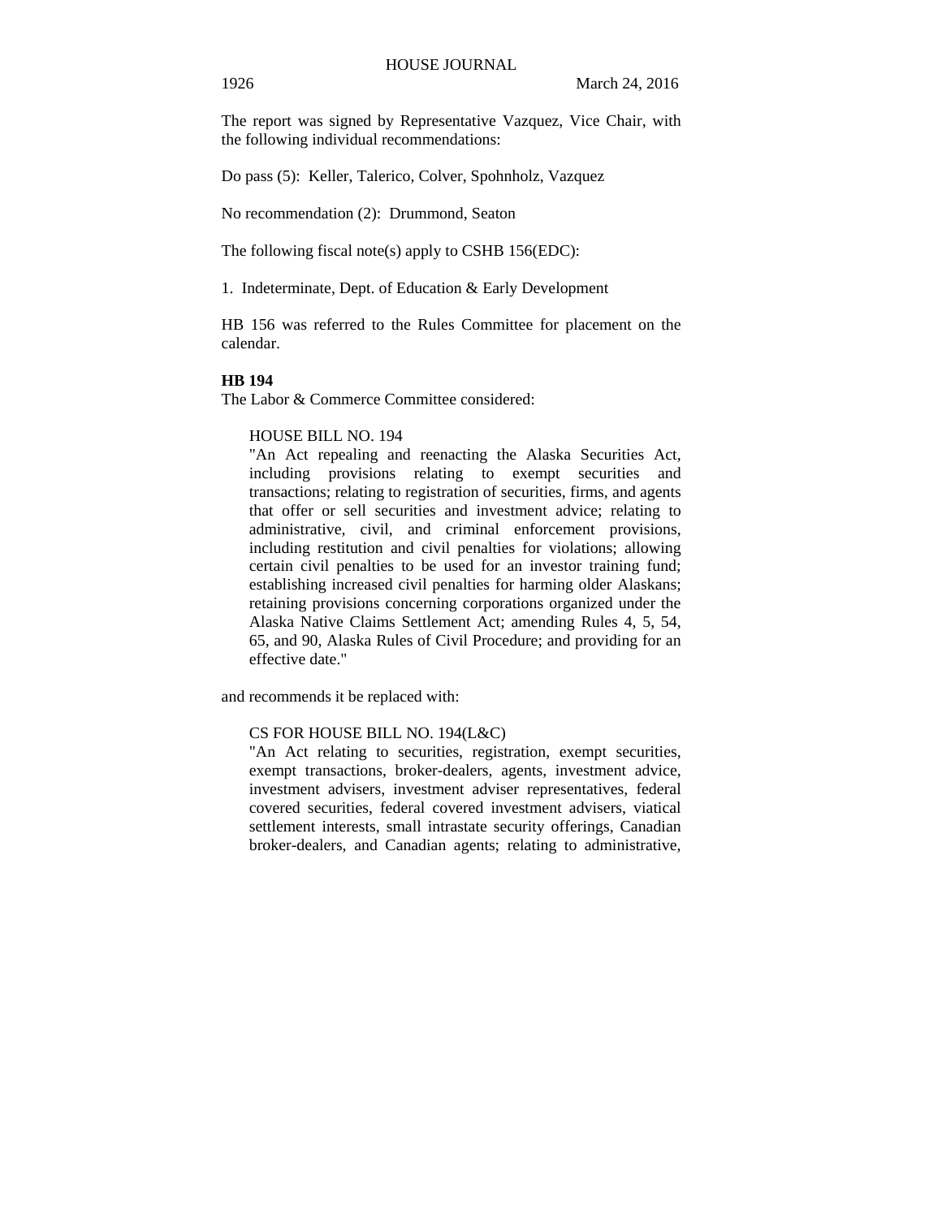The report was signed by Representative Vazquez, Vice Chair, with the following individual recommendations:

Do pass (5): Keller, Talerico, Colver, Spohnholz, Vazquez

No recommendation (2): Drummond, Seaton

The following fiscal note(s) apply to CSHB 156(EDC):

1. Indeterminate, Dept. of Education & Early Development

HB 156 was referred to the Rules Committee for placement on the calendar.

**HB 194**

The Labor & Commerce Committee considered:

> HOUSE BILL NO. 194
> "An Act repealing and reenacting the Alaska Securities Act, including provisions relating to exempt securities and transactions; relating to registration of securities, firms, and agents that offer or sell securities and investment advice; relating to administrative, civil, and criminal enforcement provisions, including restitution and civil penalties for violations; allowing certain civil penalties to be used for an investor training fund; establishing increased civil penalties for harming older Alaskans; retaining provisions concerning corporations organized under the Alaska Native Claims Settlement Act; amending Rules 4, 5, 54, 65, and 90, Alaska Rules of Civil Procedure; and providing for an effective date."

and recommends it be replaced with:

> CS FOR HOUSE BILL NO. 194(L&C)
> "An Act relating to securities, registration, exempt securities, exempt transactions, broker-dealers, agents, investment advice, investment advisers, investment adviser representatives, federal covered securities, federal covered investment advisers, viatical settlement interests, small intrastate security offerings, Canadian broker-dealers, and Canadian agents; relating to administrative,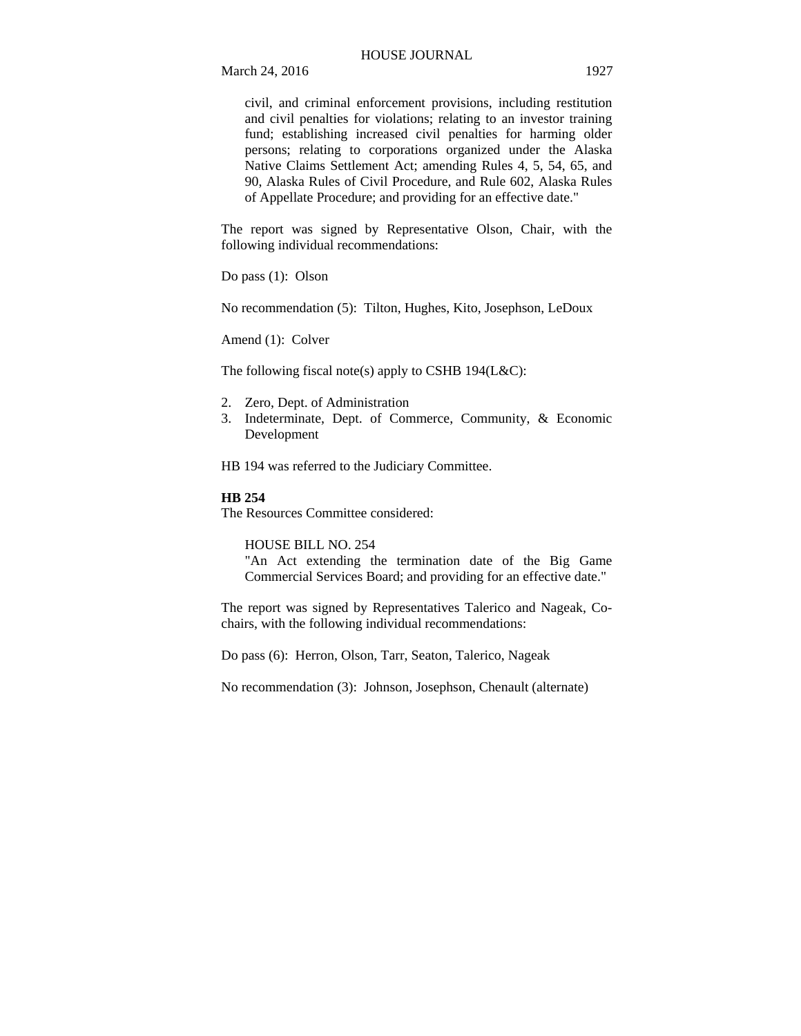civil, and criminal enforcement provisions, including restitution and civil penalties for violations; relating to an investor training fund; establishing increased civil penalties for harming older persons; relating to corporations organized under the Alaska Native Claims Settlement Act; amending Rules 4, 5, 54, 65, and 90, Alaska Rules of Civil Procedure, and Rule 602, Alaska Rules of Appellate Procedure; and providing for an effective date."

The report was signed by Representative Olson, Chair, with the following individual recommendations:

Do pass (1): Olson

No recommendation (5): Tilton, Hughes, Kito, Josephson, LeDoux

Amend (1): Colver

The following fiscal note(s) apply to CSHB 194(L&C):

2. Zero, Dept. of Administration
3. Indeterminate, Dept. of Commerce, Community, & Economic Development

HB 194 was referred to the Judiciary Committee.

**HB 254**

The Resources Committee considered:

HOUSE BILL NO. 254
"An Act extending the termination date of the Big Game Commercial Services Board; and providing for an effective date."

The report was signed by Representatives Talerico and Nageak, Co-chairs, with the following individual recommendations:

Do pass (6): Herron, Olson, Tarr, Seaton, Talerico, Nageak

No recommendation (3): Johnson, Josephson, Chenault (alternate)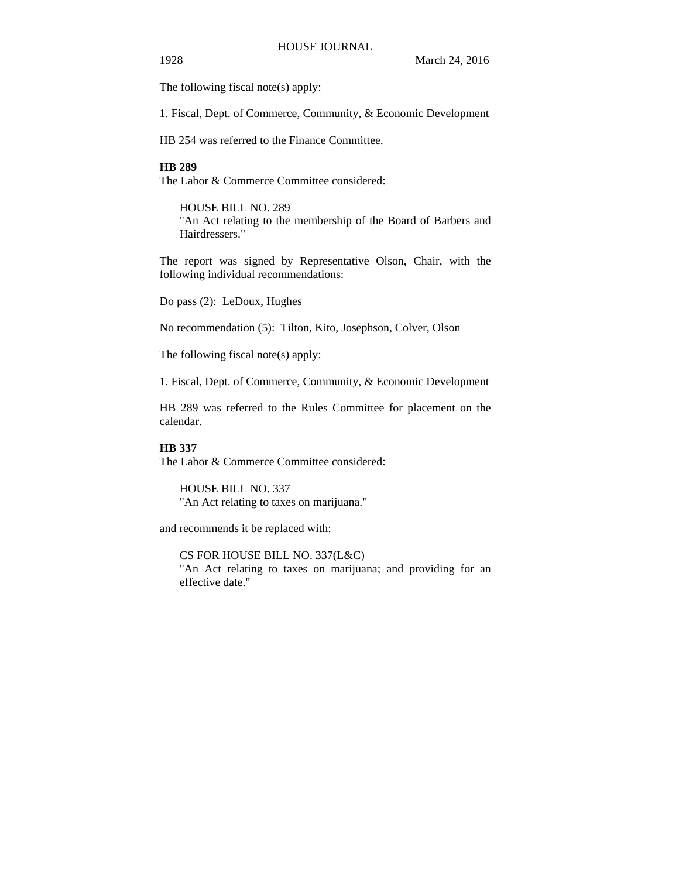The following fiscal note(s) apply:

1. Fiscal, Dept. of Commerce, Community, & Economic Development

HB 254 was referred to the Finance Committee.

**HB 289**

The Labor & Commerce Committee considered:

> HOUSE BILL NO. 289
> "An Act relating to the membership of the Board of Barbers and Hairdressers."

The report was signed by Representative Olson, Chair, with the following individual recommendations:

Do pass (2): LeDoux, Hughes

No recommendation (5): Tilton, Kito, Josephson, Colver, Olson

The following fiscal note(s) apply:

1. Fiscal, Dept. of Commerce, Community, & Economic Development

HB 289 was referred to the Rules Committee for placement on the calendar.

**HB 337**

The Labor & Commerce Committee considered:

> HOUSE BILL NO. 337
> "An Act relating to taxes on marijuana."

and recommends it be replaced with:

> CS FOR HOUSE BILL NO. 337(L&C)
> "An Act relating to taxes on marijuana; and providing for an effective date."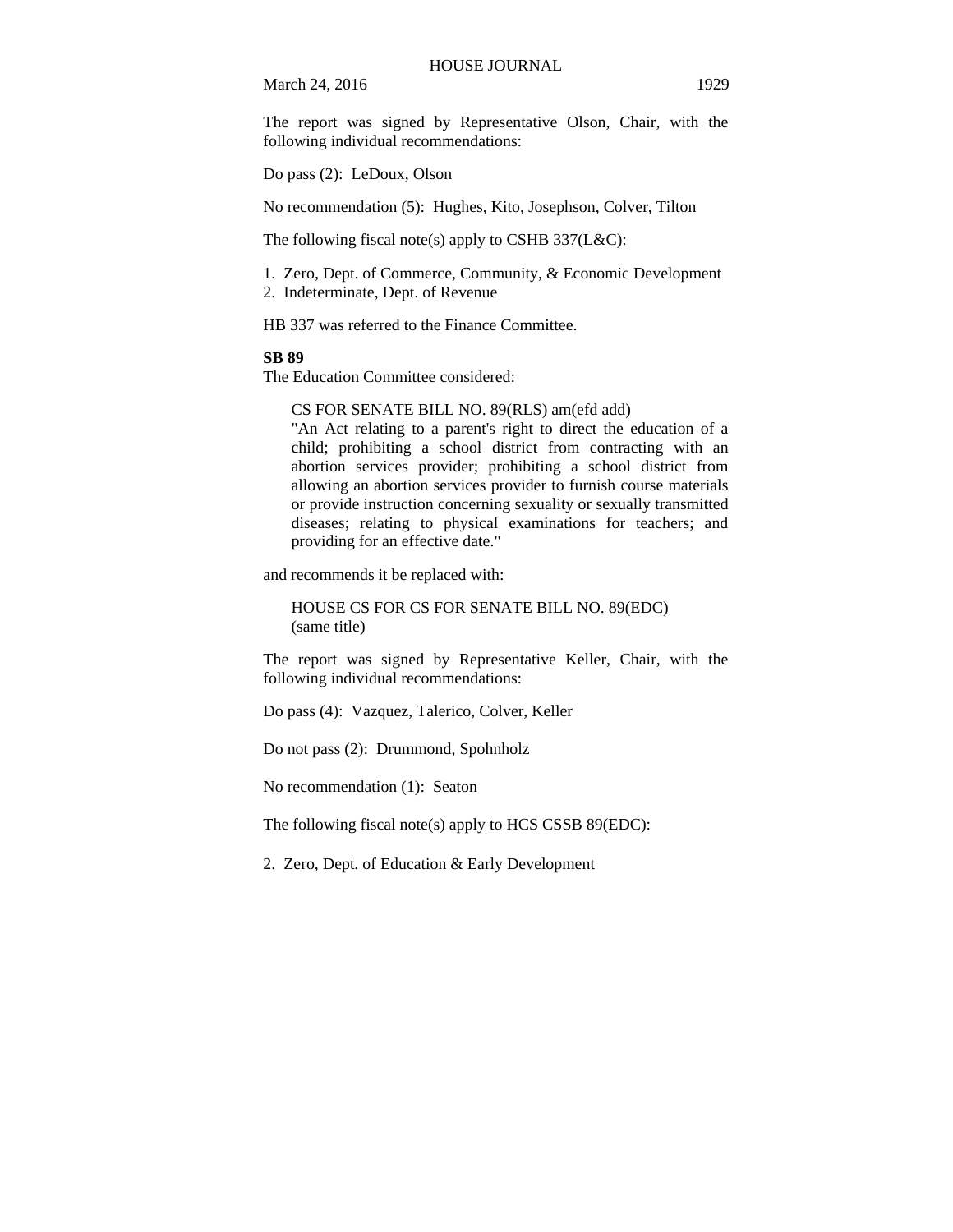The report was signed by Representative Olson, Chair, with the following individual recommendations:

Do pass (2): LeDoux, Olson

No recommendation (5): Hughes, Kito, Josephson, Colver, Tilton

The following fiscal note(s) apply to CSHB 337(L&C):

1. Zero, Dept. of Commerce, Community, & Economic Development
2. Indeterminate, Dept. of Revenue

HB 337 was referred to the Finance Committee.

**SB 89**

The Education Committee considered:

> CS FOR SENATE BILL NO. 89(RLS) am(efd add)
> "An Act relating to a parent's right to direct the education of a child; prohibiting a school district from contracting with an abortion services provider; prohibiting a school district from allowing an abortion services provider to furnish course materials or provide instruction concerning sexuality or sexually transmitted diseases; relating to physical examinations for teachers; and providing for an effective date."

and recommends it be replaced with:

> HOUSE CS FOR CS FOR SENATE BILL NO. 89(EDC)
> (same title)

The report was signed by Representative Keller, Chair, with the following individual recommendations:

Do pass (4): Vazquez, Talerico, Colver, Keller

Do not pass (2): Drummond, Spohnholz

No recommendation (1): Seaton

The following fiscal note(s) apply to HCS CSSB 89(EDC):

2. Zero, Dept. of Education & Early Development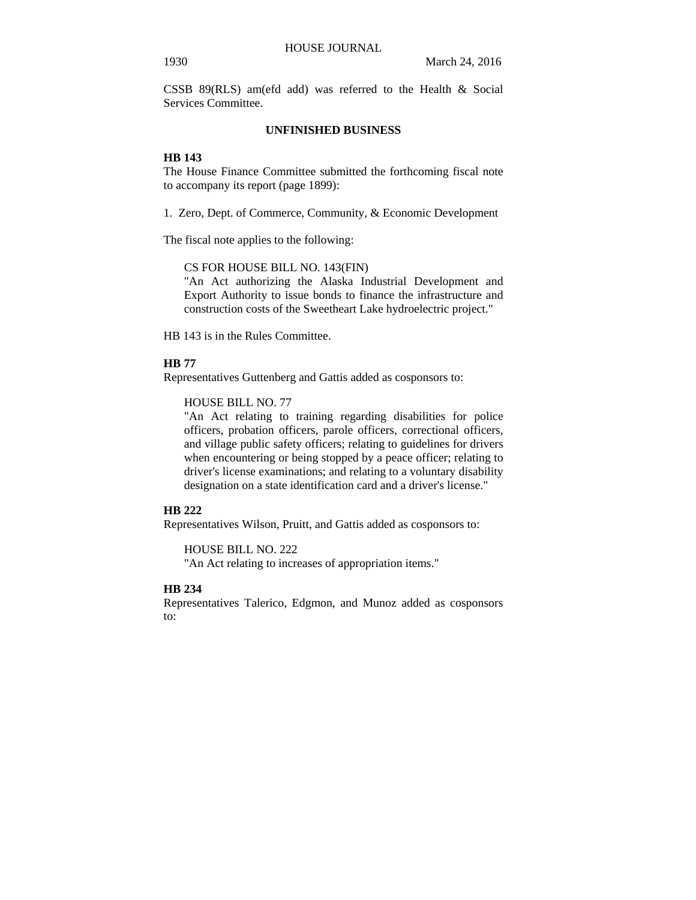CSSB 89(RLS) am(efd add) was referred to the Health & Social Services Committee.

## UNFINISHED BUSINESS

**HB 143**

The House Finance Committee submitted the forthcoming fiscal note to accompany its report (page 1899):

1. Zero, Dept. of Commerce, Community, & Economic Development

The fiscal note applies to the following:

> CS FOR HOUSE BILL NO. 143(FIN)
> "An Act authorizing the Alaska Industrial Development and Export Authority to issue bonds to finance the infrastructure and construction costs of the Sweetheart Lake hydroelectric project."

HB 143 is in the Rules Committee.

**HB 77**

Representatives Guttenberg and Gattis added as cosponsors to:

> HOUSE BILL NO. 77
> "An Act relating to training regarding disabilities for police officers, probation officers, parole officers, correctional officers, and village public safety officers; relating to guidelines for drivers when encountering or being stopped by a peace officer; relating to driver's license examinations; and relating to a voluntary disability designation on a state identification card and a driver's license."

**HB 222**

Representatives Wilson, Pruitt, and Gattis added as cosponsors to:

> HOUSE BILL NO. 222
> "An Act relating to increases of appropriation items."

**HB 234**

Representatives Talerico, Edgmon, and Munoz added as cosponsors to: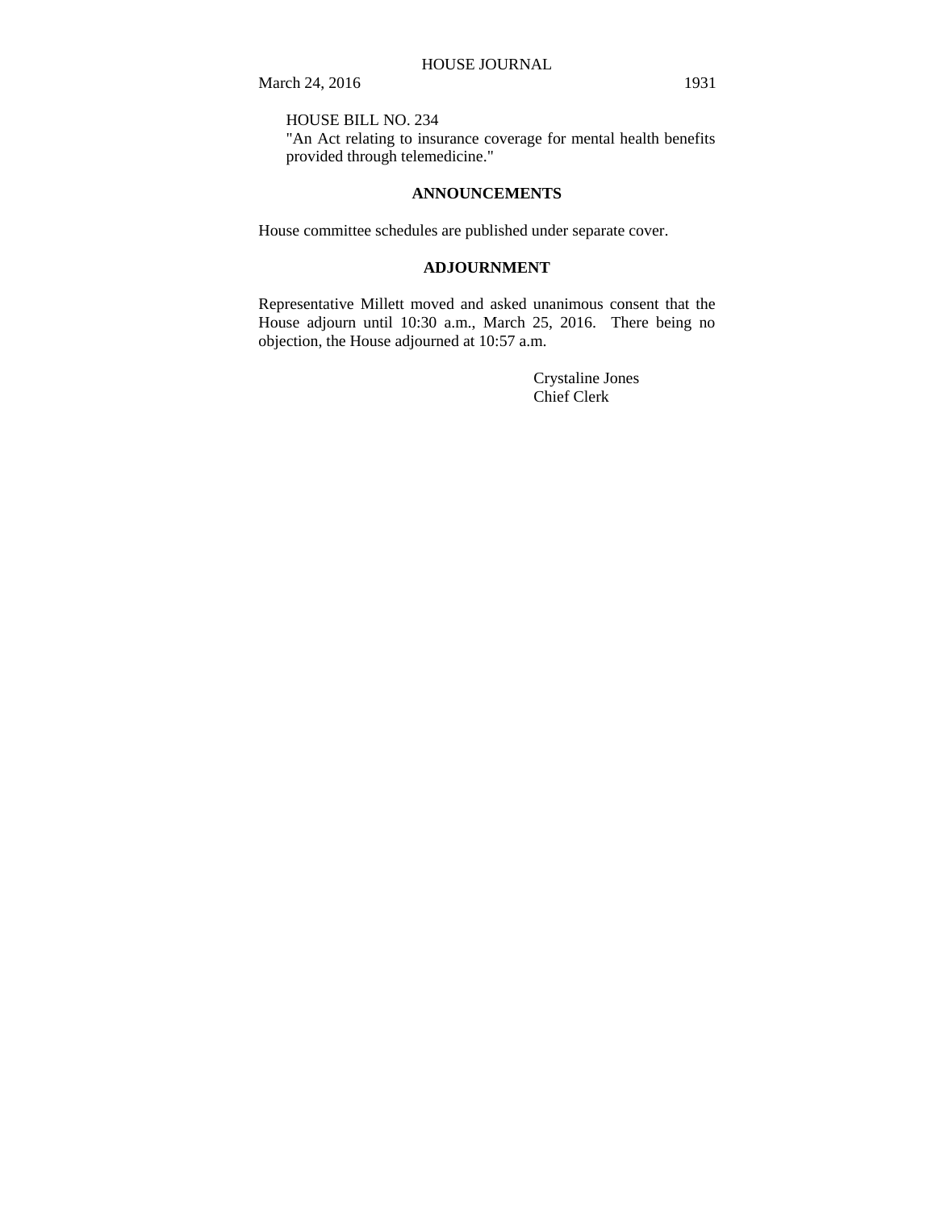HOUSE BILL NO. 234

"An Act relating to insurance coverage for mental health benefits provided through telemedicine."

## ANNOUNCEMENTS

House committee schedules are published under separate cover.

## ADJOURNMENT

Representative Millett moved and asked unanimous consent that the House adjourn until 10:30 a.m., March 25, 2016. There being no objection, the House adjourned at 10:57 a.m.

Crystaline Jones
Chief Clerk